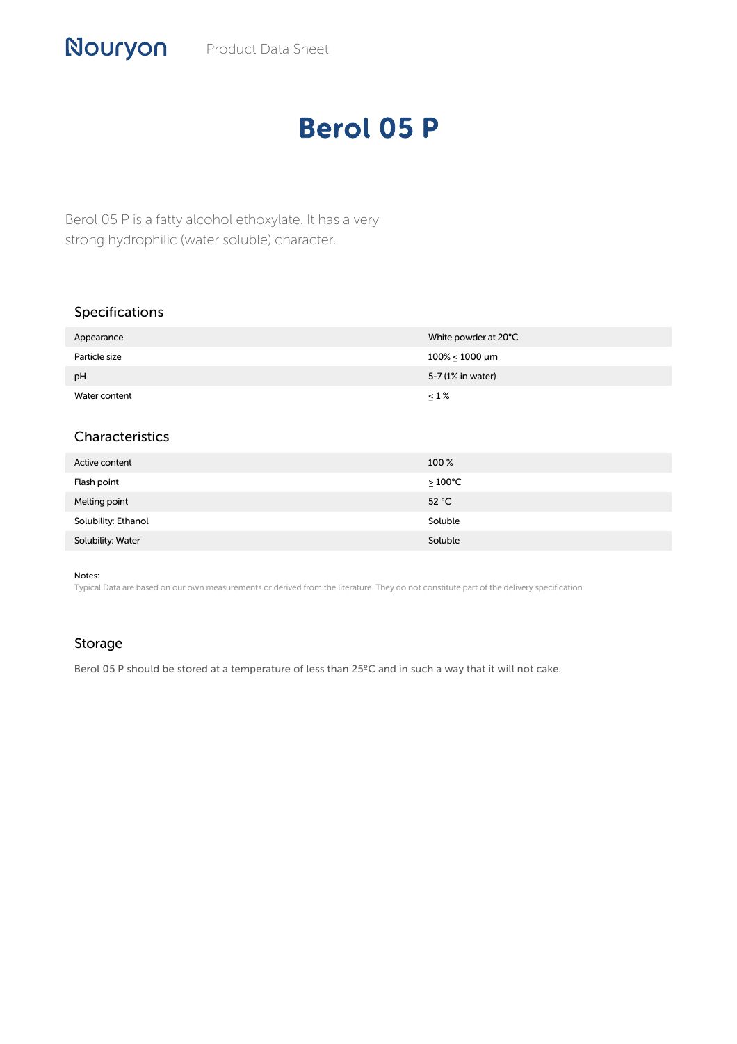# Berol 05 P

Berol 05 P is a fatty alcohol ethoxylate. It has a very strong hydrophilic (water soluble) character.

## Specifications

| | |
|---|---|
| Appearance | White powder at 20°C |
| Particle size | 100% ≤ 1000 µm |
| pH | 5-7 (1% in water) |
| Water content | ≤ 1 % |

## Characteristics

| | |
|---|---|
| Active content | 100 % |
| Flash point | ≥ 100°C |
| Melting point | 52 °C |
| Solubility: Ethanol | Soluble |
| Solubility: Water | Soluble |

Notes:
Typical Data are based on our own measurements or derived from the literature. They do not constitute part of the delivery specification.

## Storage

Berol 05 P should be stored at a temperature of less than 25ºC and in such a way that it will not cake.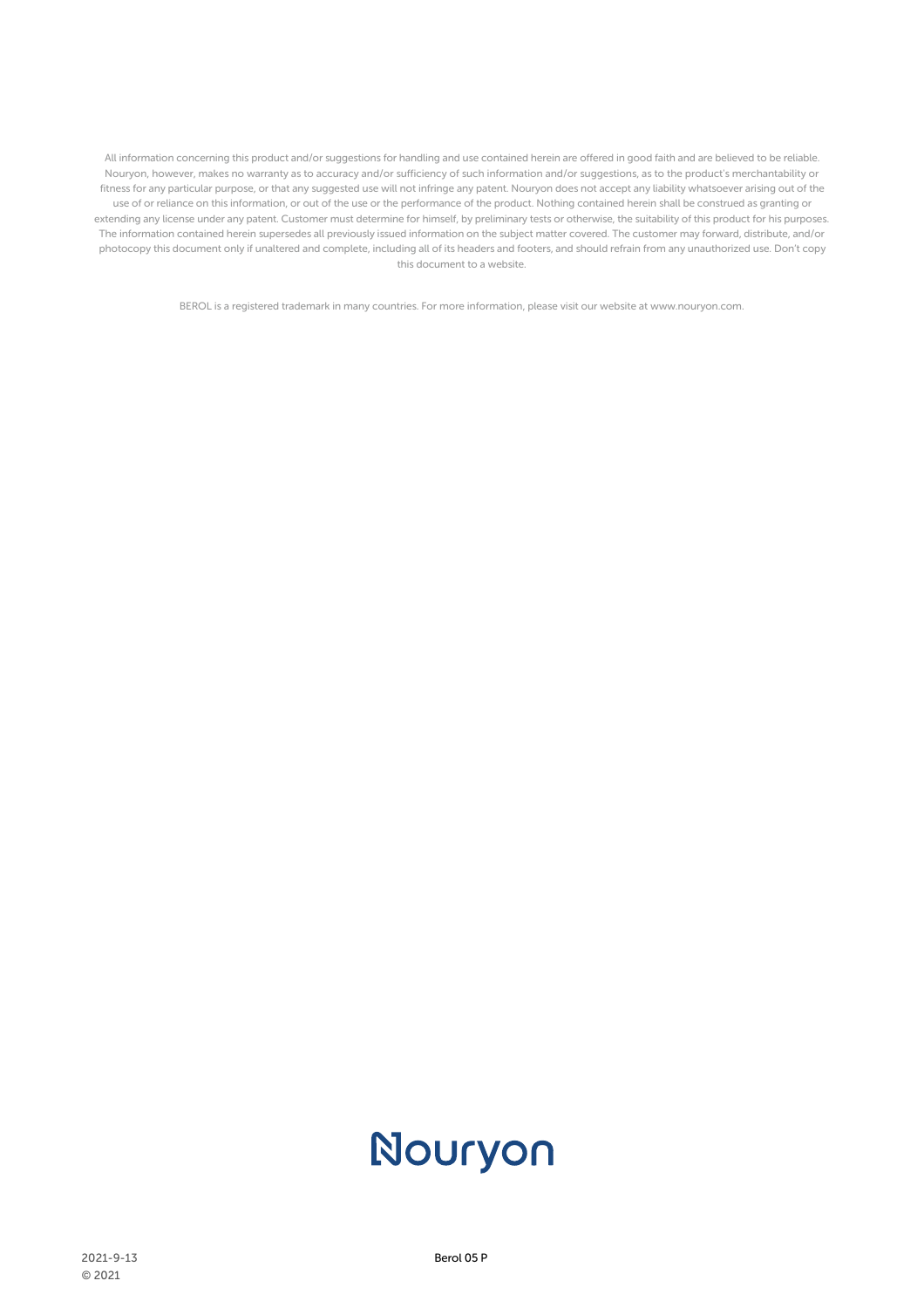All information concerning this product and/or suggestions for handling and use contained herein are offered in good faith and are believed to be reliable. Nouryon, however, makes no warranty as to accuracy and/or sufficiency of such information and/or suggestions, as to the product's merchantability or fitness for any particular purpose, or that any suggested use will not infringe any patent. Nouryon does not accept any liability whatsoever arising out of the use of or reliance on this information, or out of the use or the performance of the product. Nothing contained herein shall be construed as granting or extending any license under any patent. Customer must determine for himself, by preliminary tests or otherwise, the suitability of this product for his purposes. The information contained herein supersedes all previously issued information on the subject matter covered. The customer may forward, distribute, and/or photocopy this document only if unaltered and complete, including all of its headers and footers, and should refrain from any unauthorized use. Don't copy this document to a website.

BEROL is a registered trademark in many countries. For more information, please visit our website at www.nouryon.com.

Nouryon

2021-9-13
© 2021

Berol 05 P